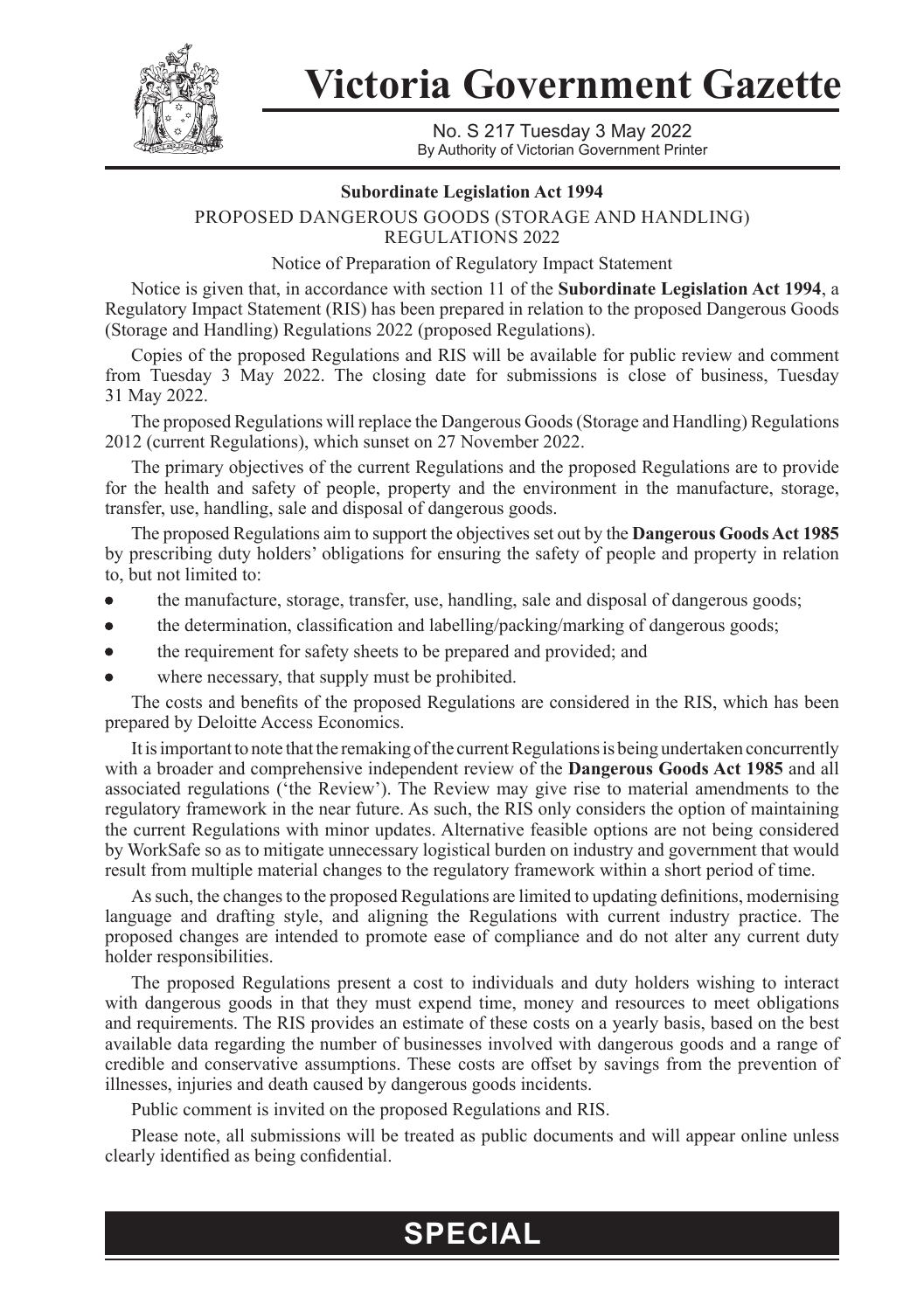# Victoria Government Gazette

No. S 217 Tuesday 3 May 2022
By Authority of Victorian Government Printer

**Subordinate Legislation Act 1994**

PROPOSED DANGEROUS GOODS (STORAGE AND HANDLING) REGULATIONS 2022

Notice of Preparation of Regulatory Impact Statement

Notice is given that, in accordance with section 11 of the **Subordinate Legislation Act 1994**, a Regulatory Impact Statement (RIS) has been prepared in relation to the proposed Dangerous Goods (Storage and Handling) Regulations 2022 (proposed Regulations).

Copies of the proposed Regulations and RIS will be available for public review and comment from Tuesday 3 May 2022. The closing date for submissions is close of business, Tuesday 31 May 2022.

The proposed Regulations will replace the Dangerous Goods (Storage and Handling) Regulations 2012 (current Regulations), which sunset on 27 November 2022.

The primary objectives of the current Regulations and the proposed Regulations are to provide for the health and safety of people, property and the environment in the manufacture, storage, transfer, use, handling, sale and disposal of dangerous goods.

The proposed Regulations aim to support the objectives set out by the **Dangerous Goods Act 1985** by prescribing duty holders' obligations for ensuring the safety of people and property in relation to, but not limited to:

- the manufacture, storage, transfer, use, handling, sale and disposal of dangerous goods;
- the determination, classification and labelling/packing/marking of dangerous goods;
- the requirement for safety sheets to be prepared and provided; and
- where necessary, that supply must be prohibited.

The costs and benefits of the proposed Regulations are considered in the RIS, which has been prepared by Deloitte Access Economics.

It is important to note that the remaking of the current Regulations is being undertaken concurrently with a broader and comprehensive independent review of the **Dangerous Goods Act 1985** and all associated regulations ('the Review'). The Review may give rise to material amendments to the regulatory framework in the near future. As such, the RIS only considers the option of maintaining the current Regulations with minor updates. Alternative feasible options are not being considered by WorkSafe so as to mitigate unnecessary logistical burden on industry and government that would result from multiple material changes to the regulatory framework within a short period of time.

As such, the changes to the proposed Regulations are limited to updating definitions, modernising language and drafting style, and aligning the Regulations with current industry practice. The proposed changes are intended to promote ease of compliance and do not alter any current duty holder responsibilities.

The proposed Regulations present a cost to individuals and duty holders wishing to interact with dangerous goods in that they must expend time, money and resources to meet obligations and requirements. The RIS provides an estimate of these costs on a yearly basis, based on the best available data regarding the number of businesses involved with dangerous goods and a range of credible and conservative assumptions. These costs are offset by savings from the prevention of illnesses, injuries and death caused by dangerous goods incidents.

Public comment is invited on the proposed Regulations and RIS.

Please note, all submissions will be treated as public documents and will appear online unless clearly identified as being confidential.

**SPECIAL**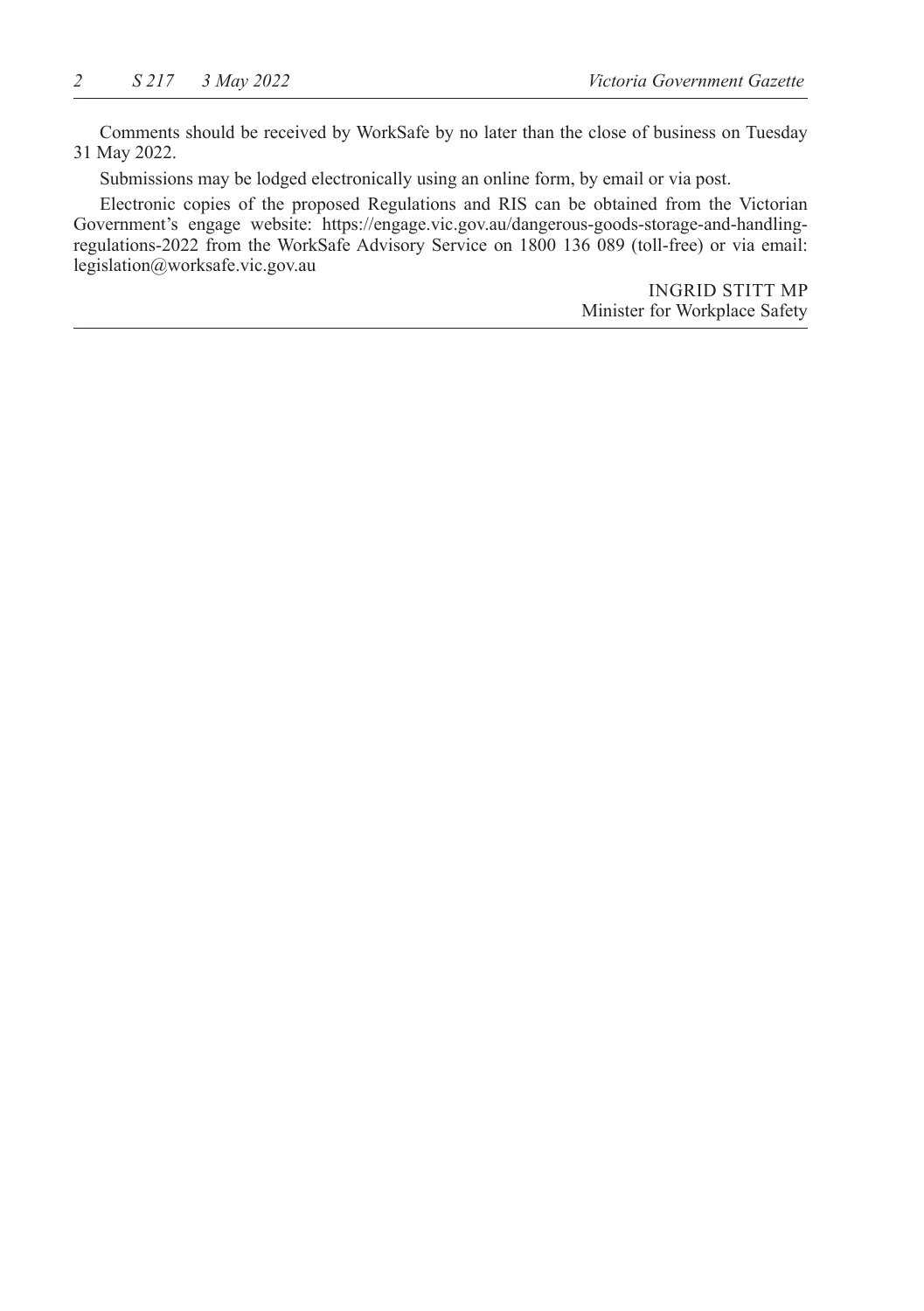Comments should be received by WorkSafe by no later than the close of business on Tuesday 31 May 2022.

Submissions may be lodged electronically using an online form, by email or via post.

Electronic copies of the proposed Regulations and RIS can be obtained from the Victorian Government's engage website: https://engage.vic.gov.au/dangerous-goods-storage-and-handling-regulations-2022 from the WorkSafe Advisory Service on 1800 136 089 (toll-free) or via email: legislation@worksafe.vic.gov.au

INGRID STITT MP
Minister for Workplace Safety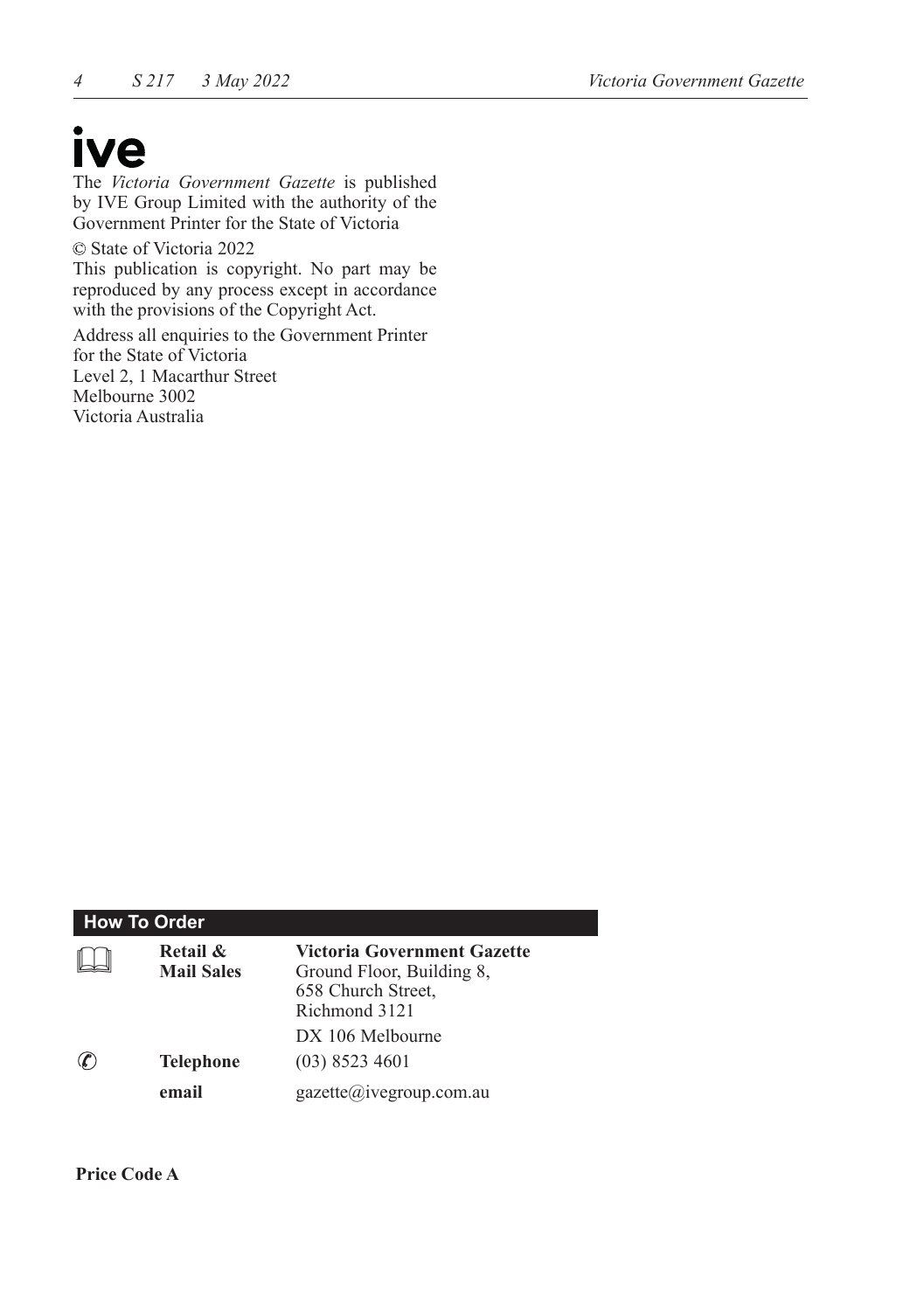**ive**

The *Victoria Government Gazette* is published by IVE Group Limited with the authority of the Government Printer for the State of Victoria

© State of Victoria 2022

This publication is copyright. No part may be reproduced by any process except in accordance with the provisions of the Copyright Act.

Address all enquiries to the Government Printer for the State of Victoria
Level 2, 1 Macarthur Street
Melbourne 3002
Victoria Australia

## How To Order

| | | |
|---|---|---|
| | **Retail & Mail Sales** | **Victoria Government Gazette**<br>Ground Floor, Building 8,<br>658 Church Street,<br>Richmond 3121<br>DX 106 Melbourne |
| | **Telephone** | (03) 8523 4601 |
| | **email** | gazette@ivegroup.com.au |

**Price Code A**